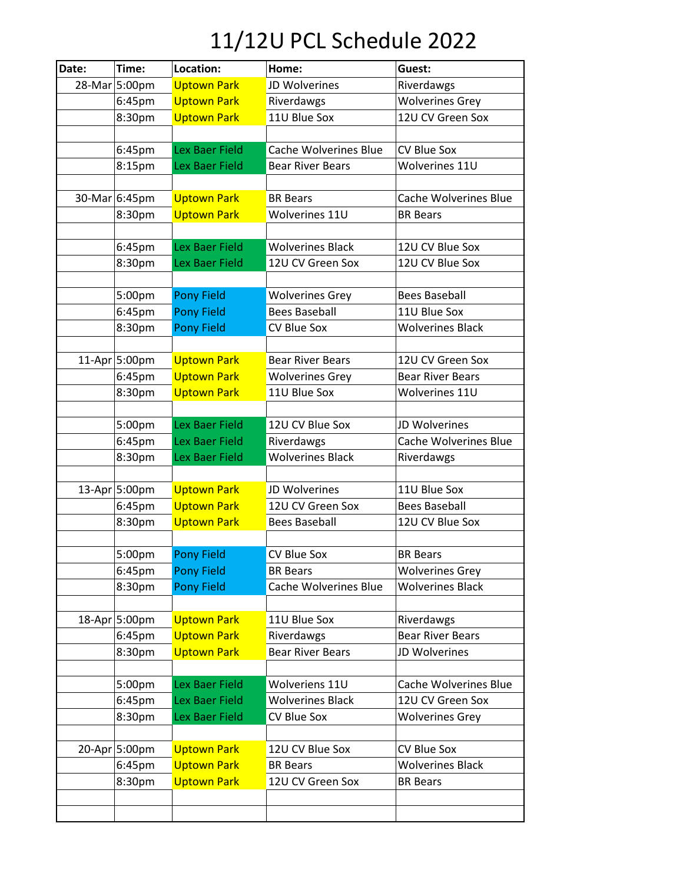# 11/12U PCL Schedule 2022

| Date: | Time: | Location: | Home: | Guest: |
|---|---|---|---|---|
| 28-Mar | 5:00pm | Uptown Park | JD Wolverines | Riverdawgs |
| | 6:45pm | Uptown Park | Riverdawgs | Wolverines Grey |
| | 8:30pm | Uptown Park | 11U Blue Sox | 12U CV Green Sox |
| | | | | |
| | 6:45pm | Lex Baer Field | Cache Wolverines Blue | CV Blue Sox |
| | 8:15pm | Lex Baer Field | Bear River Bears | Wolverines 11U |
| | | | | |
| 30-Mar | 6:45pm | Uptown Park | BR Bears | Cache Wolverines Blue |
| | 8:30pm | Uptown Park | Wolverines 11U | BR Bears |
| | | | | |
| | 6:45pm | Lex Baer Field | Wolverines Black | 12U CV Blue Sox |
| | 8:30pm | Lex Baer Field | 12U CV Green Sox | 12U CV Blue Sox |
| | | | | |
| | 5:00pm | Pony Field | Wolverines Grey | Bees Baseball |
| | 6:45pm | Pony Field | Bees Baseball | 11U Blue Sox |
| | 8:30pm | Pony Field | CV Blue Sox | Wolverines Black |
| | | | | |
| 11-Apr | 5:00pm | Uptown Park | Bear River Bears | 12U CV Green Sox |
| | 6:45pm | Uptown Park | Wolverines Grey | Bear River Bears |
| | 8:30pm | Uptown Park | 11U Blue Sox | Wolverines 11U |
| | | | | |
| | 5:00pm | Lex Baer Field | 12U CV Blue Sox | JD Wolverines |
| | 6:45pm | Lex Baer Field | Riverdawgs | Cache Wolverines Blue |
| | 8:30pm | Lex Baer Field | Wolverines Black | Riverdawgs |
| | | | | |
| 13-Apr | 5:00pm | Uptown Park | JD Wolverines | 11U Blue Sox |
| | 6:45pm | Uptown Park | 12U CV Green Sox | Bees Baseball |
| | 8:30pm | Uptown Park | Bees Baseball | 12U CV Blue Sox |
| | | | | |
| | 5:00pm | Pony Field | CV Blue Sox | BR Bears |
| | 6:45pm | Pony Field | BR Bears | Wolverines Grey |
| | 8:30pm | Pony Field | Cache Wolverines Blue | Wolverines Black |
| | | | | |
| 18-Apr | 5:00pm | Uptown Park | 11U Blue Sox | Riverdawgs |
| | 6:45pm | Uptown Park | Riverdawgs | Bear River Bears |
| | 8:30pm | Uptown Park | Bear River Bears | JD Wolverines |
| | | | | |
| | 5:00pm | Lex Baer Field | Wolveriens 11U | Cache Wolverines Blue |
| | 6:45pm | Lex Baer Field | Wolverines Black | 12U CV Green Sox |
| | 8:30pm | Lex Baer Field | CV Blue Sox | Wolverines Grey |
| | | | | |
| 20-Apr | 5:00pm | Uptown Park | 12U CV Blue Sox | CV Blue Sox |
| | 6:45pm | Uptown Park | BR Bears | Wolverines Black |
| | 8:30pm | Uptown Park | 12U CV Green Sox | BR Bears |
| | | | | |
| | | | | |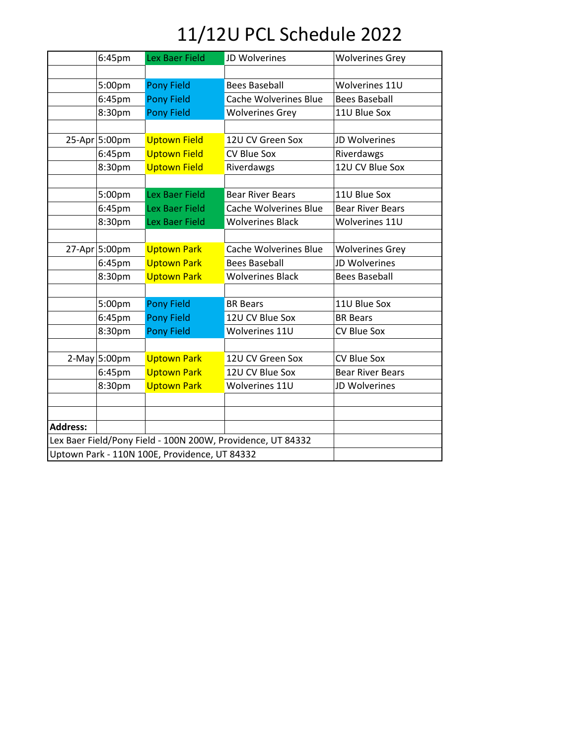# 11/12U PCL Schedule 2022

| | | | | |
|---|---|---|---|---|
| | 6:45pm | Lex Baer Field | JD Wolverines | Wolverines Grey |
| | | | | |
| | 5:00pm | Pony Field | Bees Baseball | Wolverines 11U |
| | 6:45pm | Pony Field | Cache Wolverines Blue | Bees Baseball |
| | 8:30pm | Pony Field | Wolverines Grey | 11U Blue Sox |
| | | | | |
| 25-Apr | 5:00pm | Uptown Field | 12U CV Green Sox | JD Wolverines |
| | 6:45pm | Uptown Field | CV Blue Sox | Riverdawgs |
| | 8:30pm | Uptown Field | Riverdawgs | 12U CV Blue Sox |
| | | | | |
| | 5:00pm | Lex Baer Field | Bear River Bears | 11U Blue Sox |
| | 6:45pm | Lex Baer Field | Cache Wolverines Blue | Bear River Bears |
| | 8:30pm | Lex Baer Field | Wolverines Black | Wolverines 11U |
| | | | | |
| 27-Apr | 5:00pm | Uptown Park | Cache Wolverines Blue | Wolverines Grey |
| | 6:45pm | Uptown Park | Bees Baseball | JD Wolverines |
| | 8:30pm | Uptown Park | Wolverines Black | Bees Baseball |
| | | | | |
| | 5:00pm | Pony Field | BR Bears | 11U Blue Sox |
| | 6:45pm | Pony Field | 12U CV Blue Sox | BR Bears |
| | 8:30pm | Pony Field | Wolverines 11U | CV Blue Sox |
| | | | | |
| 2-May | 5:00pm | Uptown Park | 12U CV Green Sox | CV Blue Sox |
| | 6:45pm | Uptown Park | 12U CV Blue Sox | Bear River Bears |
| | 8:30pm | Uptown Park | Wolverines 11U | JD Wolverines |
| | | | | |
| | | | | |
| **Address:** | | | | |
| Lex Baer Field/Pony Field - 100N 200W, Providence, UT 84332 | | | | |
| Uptown Park - 110N 100E, Providence, UT 84332 | | | | |